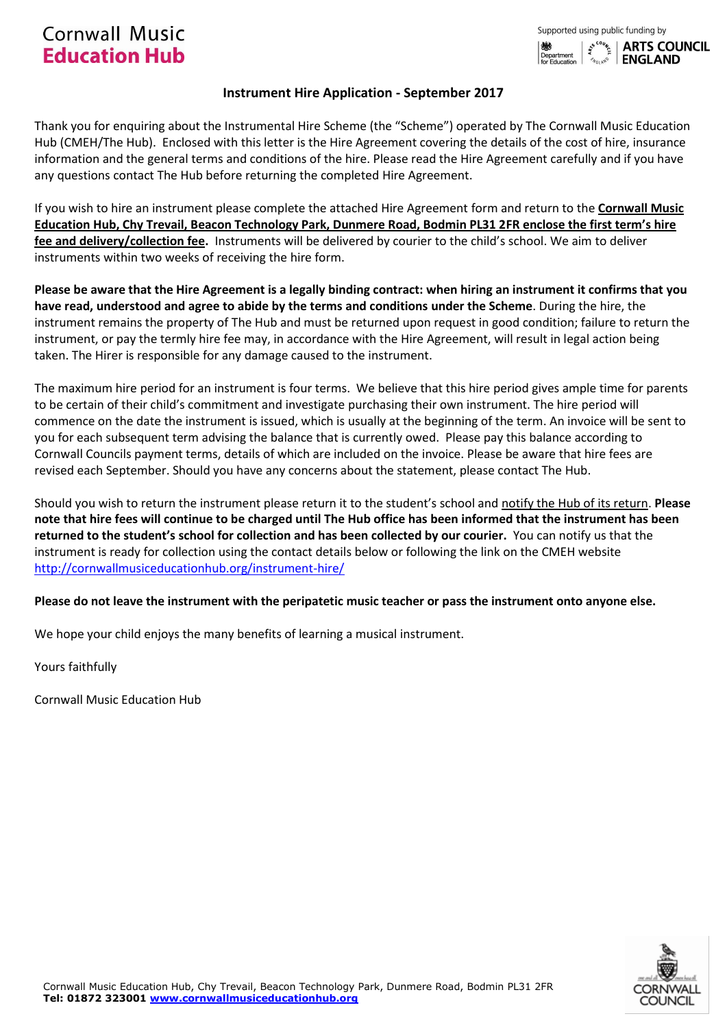Cornwall Music **Education Hub**

Supported using public funding by Department for Education | ARTS COUNCIL ENGLAND

## Instrument Hire Application - September 2017

Thank you for enquiring about the Instrumental Hire Scheme (the "Scheme") operated by The Cornwall Music Education Hub (CMEH/The Hub). Enclosed with this letter is the Hire Agreement covering the details of the cost of hire, insurance information and the general terms and conditions of the hire. Please read the Hire Agreement carefully and if you have any questions contact The Hub before returning the completed Hire Agreement.

If you wish to hire an instrument please complete the attached Hire Agreement form and return to the **Cornwall Music Education Hub, Chy Trevail, Beacon Technology Park, Dunmere Road, Bodmin PL31 2FR enclose the first term's hire fee and delivery/collection fee.** Instruments will be delivered by courier to the child's school. We aim to deliver instruments within two weeks of receiving the hire form.

**Please be aware that the Hire Agreement is a legally binding contract: when hiring an instrument it confirms that you have read, understood and agree to abide by the terms and conditions under the Scheme**. During the hire, the instrument remains the property of The Hub and must be returned upon request in good condition; failure to return the instrument, or pay the termly hire fee may, in accordance with the Hire Agreement, will result in legal action being taken. The Hirer is responsible for any damage caused to the instrument.

The maximum hire period for an instrument is four terms. We believe that this hire period gives ample time for parents to be certain of their child's commitment and investigate purchasing their own instrument. The hire period will commence on the date the instrument is issued, which is usually at the beginning of the term. An invoice will be sent to you for each subsequent term advising the balance that is currently owed. Please pay this balance according to Cornwall Councils payment terms, details of which are included on the invoice. Please be aware that hire fees are revised each September. Should you have any concerns about the statement, please contact The Hub.

Should you wish to return the instrument please return it to the student's school and notify the Hub of its return. **Please note that hire fees will continue to be charged until The Hub office has been informed that the instrument has been returned to the student's school for collection and has been collected by our courier.** You can notify us that the instrument is ready for collection using the contact details below or following the link on the CMEH website http://cornwallmusiceducationhub.org/instrument-hire/

**Please do not leave the instrument with the peripatetic music teacher or pass the instrument onto anyone else.**

We hope your child enjoys the many benefits of learning a musical instrument.

Yours faithfully

Cornwall Music Education Hub

Cornwall Music Education Hub, Chy Trevail, Beacon Technology Park, Dunmere Road, Bodmin PL31 2FR
**Tel: 01872 323001 www.cornwallmusiceducationhub.org**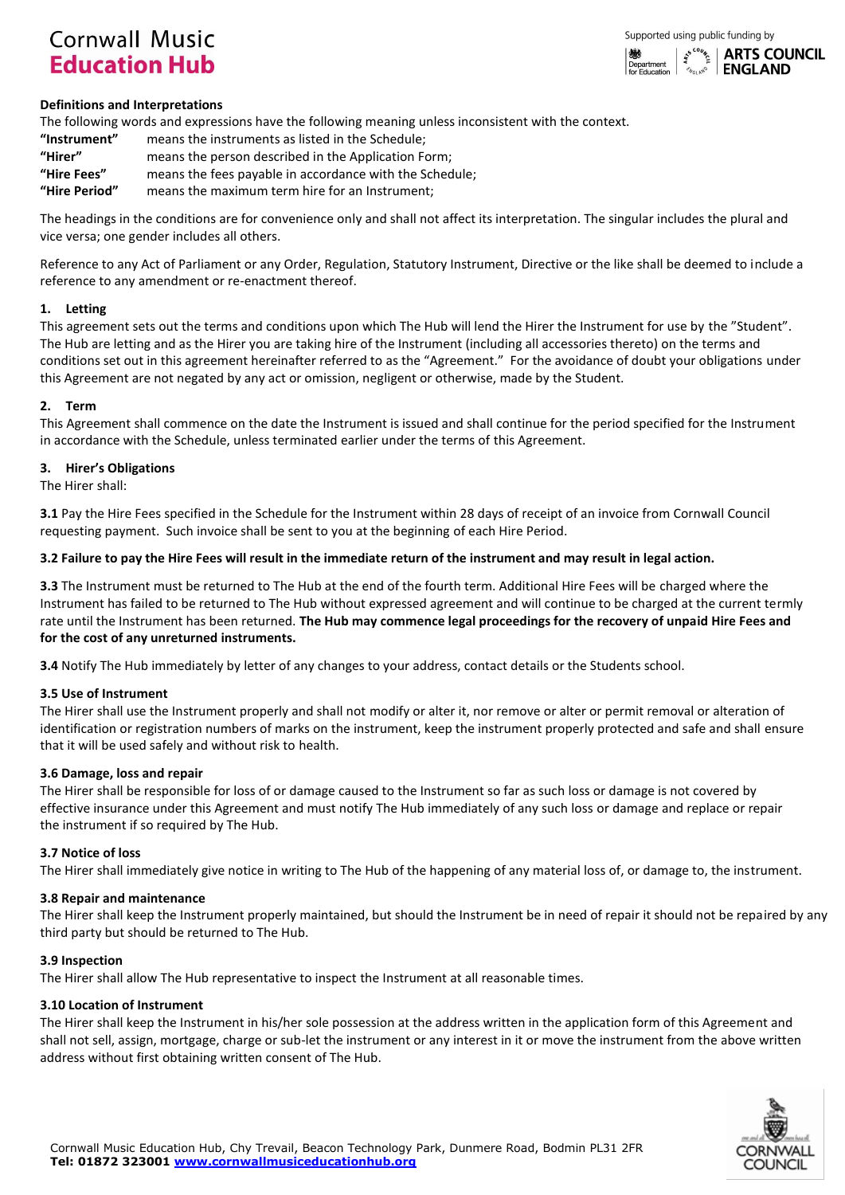**Definitions and Interpretations**

The following words and expressions have the following meaning unless inconsistent with the context.

| | |
|---|---|
| **"Instrument"** | means the instruments as listed in the Schedule; |
| **"Hirer"** | means the person described in the Application Form; |
| **"Hire Fees"** | means the fees payable in accordance with the Schedule; |
| **"Hire Period"** | means the maximum term hire for an Instrument; |

The headings in the conditions are for convenience only and shall not affect its interpretation. The singular includes the plural and vice versa; one gender includes all others.

Reference to any Act of Parliament or any Order, Regulation, Statutory Instrument, Directive or the like shall be deemed to include a reference to any amendment or re-enactment thereof.

**1. Letting**

This agreement sets out the terms and conditions upon which The Hub will lend the Hirer the Instrument for use by the "Student". The Hub are letting and as the Hirer you are taking hire of the Instrument (including all accessories thereto) on the terms and conditions set out in this agreement hereinafter referred to as the "Agreement." For the avoidance of doubt your obligations under this Agreement are not negated by any act or omission, negligent or otherwise, made by the Student.

**2. Term**

This Agreement shall commence on the date the Instrument is issued and shall continue for the period specified for the Instrument in accordance with the Schedule, unless terminated earlier under the terms of this Agreement.

**3. Hirer's Obligations**

The Hirer shall:

**3.1** Pay the Hire Fees specified in the Schedule for the Instrument within 28 days of receipt of an invoice from Cornwall Council requesting payment. Such invoice shall be sent to you at the beginning of each Hire Period.

**3.2 Failure to pay the Hire Fees will result in the immediate return of the instrument and may result in legal action.**

**3.3** The Instrument must be returned to The Hub at the end of the fourth term. Additional Hire Fees will be charged where the Instrument has failed to be returned to The Hub without expressed agreement and will continue to be charged at the current termly rate until the Instrument has been returned. **The Hub may commence legal proceedings for the recovery of unpaid Hire Fees and for the cost of any unreturned instruments.**

**3.4** Notify The Hub immediately by letter of any changes to your address, contact details or the Students school.

**3.5 Use of Instrument**

The Hirer shall use the Instrument properly and shall not modify or alter it, nor remove or alter or permit removal or alteration of identification or registration numbers of marks on the instrument, keep the instrument properly protected and safe and shall ensure that it will be used safely and without risk to health.

**3.6 Damage, loss and repair**

The Hirer shall be responsible for loss of or damage caused to the Instrument so far as such loss or damage is not covered by effective insurance under this Agreement and must notify The Hub immediately of any such loss or damage and replace or repair the instrument if so required by The Hub.

**3.7 Notice of loss**

The Hirer shall immediately give notice in writing to The Hub of the happening of any material loss of, or damage to, the instrument.

**3.8 Repair and maintenance**

The Hirer shall keep the Instrument properly maintained, but should the Instrument be in need of repair it should not be repaired by any third party but should be returned to The Hub.

**3.9 Inspection**

The Hirer shall allow The Hub representative to inspect the Instrument at all reasonable times.

**3.10 Location of Instrument**

The Hirer shall keep the Instrument in his/her sole possession at the address written in the application form of this Agreement and shall not sell, assign, mortgage, charge or sub-let the instrument or any interest in it or move the instrument from the above written address without first obtaining written consent of The Hub.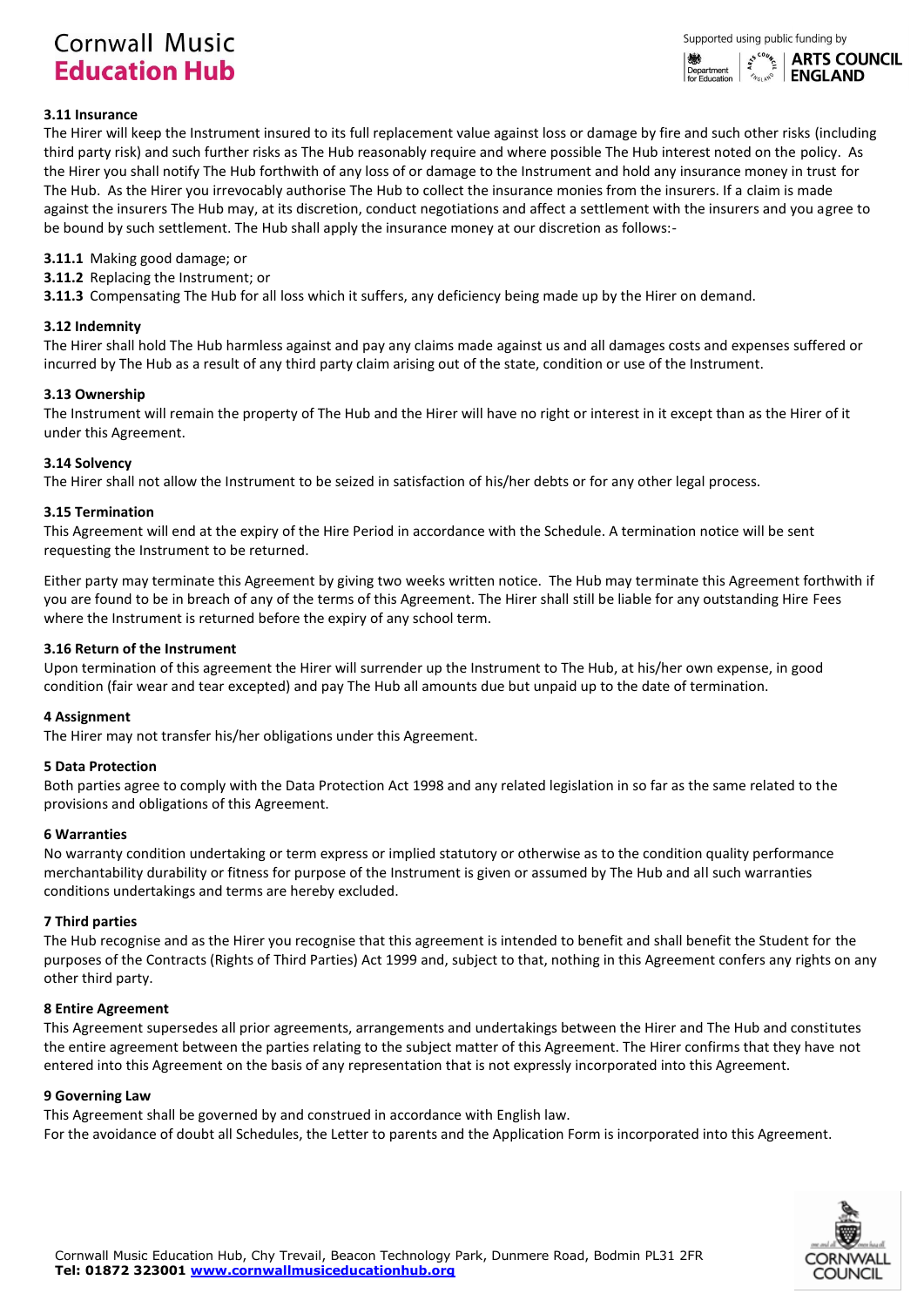**3.11 Insurance**

The Hirer will keep the Instrument insured to its full replacement value against loss or damage by fire and such other risks (including third party risk) and such further risks as The Hub reasonably require and where possible The Hub interest noted on the policy. As the Hirer you shall notify The Hub forthwith of any loss of or damage to the Instrument and hold any insurance money in trust for The Hub. As the Hirer you irrevocably authorise The Hub to collect the insurance monies from the insurers. If a claim is made against the insurers The Hub may, at its discretion, conduct negotiations and affect a settlement with the insurers and you agree to be bound by such settlement. The Hub shall apply the insurance money at our discretion as follows:-

**3.11.1** Making good damage; or
**3.11.2** Replacing the Instrument; or
**3.11.3** Compensating The Hub for all loss which it suffers, any deficiency being made up by the Hirer on demand.

**3.12 Indemnity**

The Hirer shall hold The Hub harmless against and pay any claims made against us and all damages costs and expenses suffered or incurred by The Hub as a result of any third party claim arising out of the state, condition or use of the Instrument.

**3.13 Ownership**

The Instrument will remain the property of The Hub and the Hirer will have no right or interest in it except than as the Hirer of it under this Agreement.

**3.14 Solvency**

The Hirer shall not allow the Instrument to be seized in satisfaction of his/her debts or for any other legal process.

**3.15 Termination**

This Agreement will end at the expiry of the Hire Period in accordance with the Schedule. A termination notice will be sent requesting the Instrument to be returned.

Either party may terminate this Agreement by giving two weeks written notice. The Hub may terminate this Agreement forthwith if you are found to be in breach of any of the terms of this Agreement. The Hirer shall still be liable for any outstanding Hire Fees where the Instrument is returned before the expiry of any school term.

**3.16 Return of the Instrument**

Upon termination of this agreement the Hirer will surrender up the Instrument to The Hub, at his/her own expense, in good condition (fair wear and tear excepted) and pay The Hub all amounts due but unpaid up to the date of termination.

**4 Assignment**

The Hirer may not transfer his/her obligations under this Agreement.

**5 Data Protection**

Both parties agree to comply with the Data Protection Act 1998 and any related legislation in so far as the same related to the provisions and obligations of this Agreement.

**6 Warranties**

No warranty condition undertaking or term express or implied statutory or otherwise as to the condition quality performance merchantability durability or fitness for purpose of the Instrument is given or assumed by The Hub and all such warranties conditions undertakings and terms are hereby excluded.

**7 Third parties**

The Hub recognise and as the Hirer you recognise that this agreement is intended to benefit and shall benefit the Student for the purposes of the Contracts (Rights of Third Parties) Act 1999 and, subject to that, nothing in this Agreement confers any rights on any other third party.

**8 Entire Agreement**

This Agreement supersedes all prior agreements, arrangements and undertakings between the Hirer and The Hub and constitutes the entire agreement between the parties relating to the subject matter of this Agreement. The Hirer confirms that they have not entered into this Agreement on the basis of any representation that is not expressly incorporated into this Agreement.

**9 Governing Law**

This Agreement shall be governed by and construed in accordance with English law.
For the avoidance of doubt all Schedules, the Letter to parents and the Application Form is incorporated into this Agreement.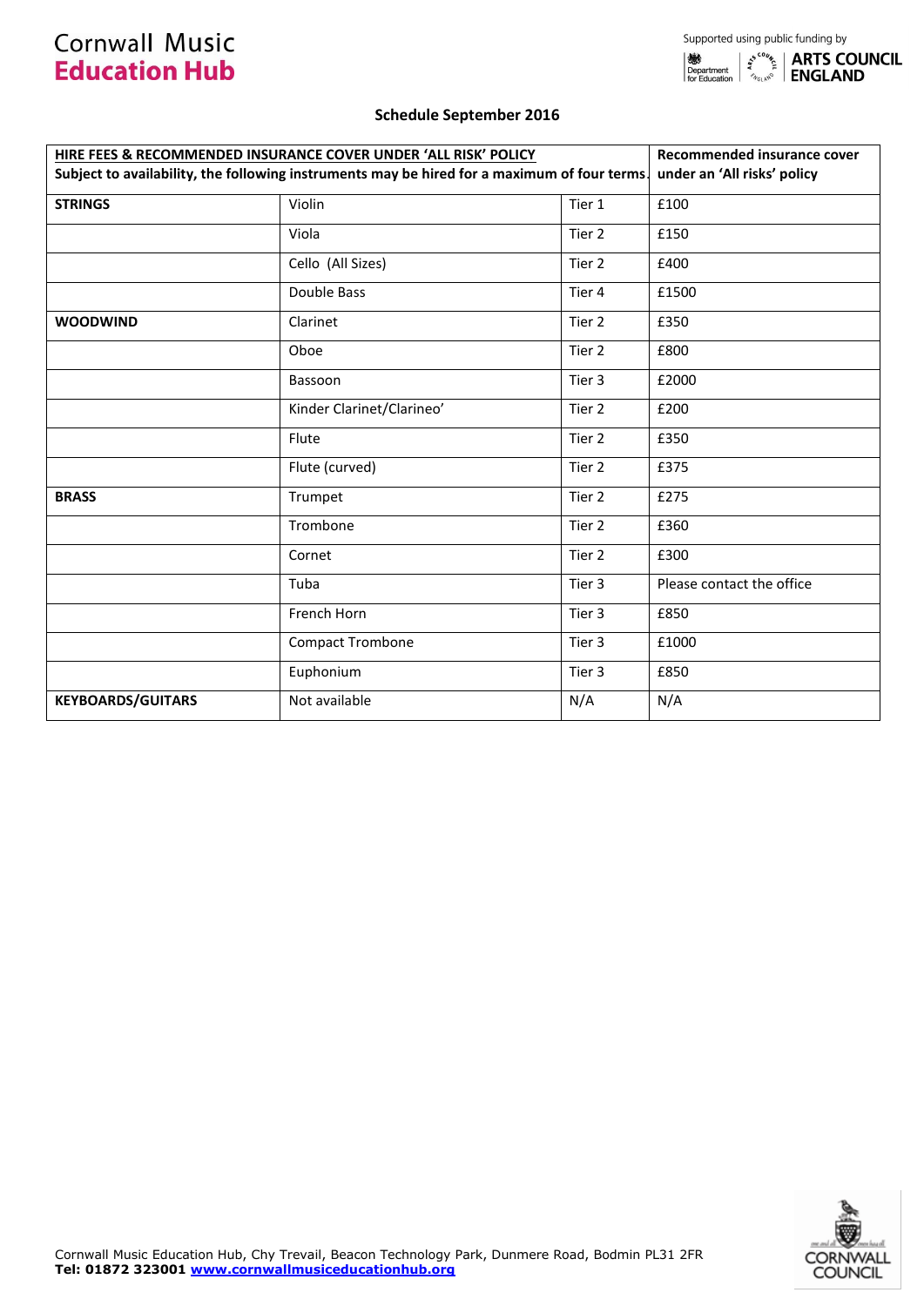Cornwall Music
**Education Hub**

Supported using public funding by Department for Education, ARTS COUNCIL ENGLAND

**Schedule September 2016**

| **HIRE FEES & RECOMMENDED INSURANCE COVER UNDER 'ALL RISK' POLICY** Subject to availability, the following instruments may be hired for a maximum of four terms. | | | **Recommended insurance cover under an 'All risks' policy** |
|---|---|---|---|
| **STRINGS** | Violin | Tier 1 | £100 |
| | Viola | Tier 2 | £150 |
| | Cello (All Sizes) | Tier 2 | £400 |
| | Double Bass | Tier 4 | £1500 |
| **WOODWIND** | Clarinet | Tier 2 | £350 |
| | Oboe | Tier 2 | £800 |
| | Bassoon | Tier 3 | £2000 |
| | Kinder Clarinet/Clarineo' | Tier 2 | £200 |
| | Flute | Tier 2 | £350 |
| | Flute (curved) | Tier 2 | £375 |
| **BRASS** | Trumpet | Tier 2 | £275 |
| | Trombone | Tier 2 | £360 |
| | Cornet | Tier 2 | £300 |
| | Tuba | Tier 3 | Please contact the office |
| | French Horn | Tier 3 | £850 |
| | Compact Trombone | Tier 3 | £1000 |
| | Euphonium | Tier 3 | £850 |
| **KEYBOARDS/GUITARS** | Not available | N/A | N/A |

Cornwall Music Education Hub, Chy Trevail, Beacon Technology Park, Dunmere Road, Bodmin PL31 2FR
**Tel: 01872 323001 www.cornwallmusiceducationhub.org**

CORNWALL COUNCIL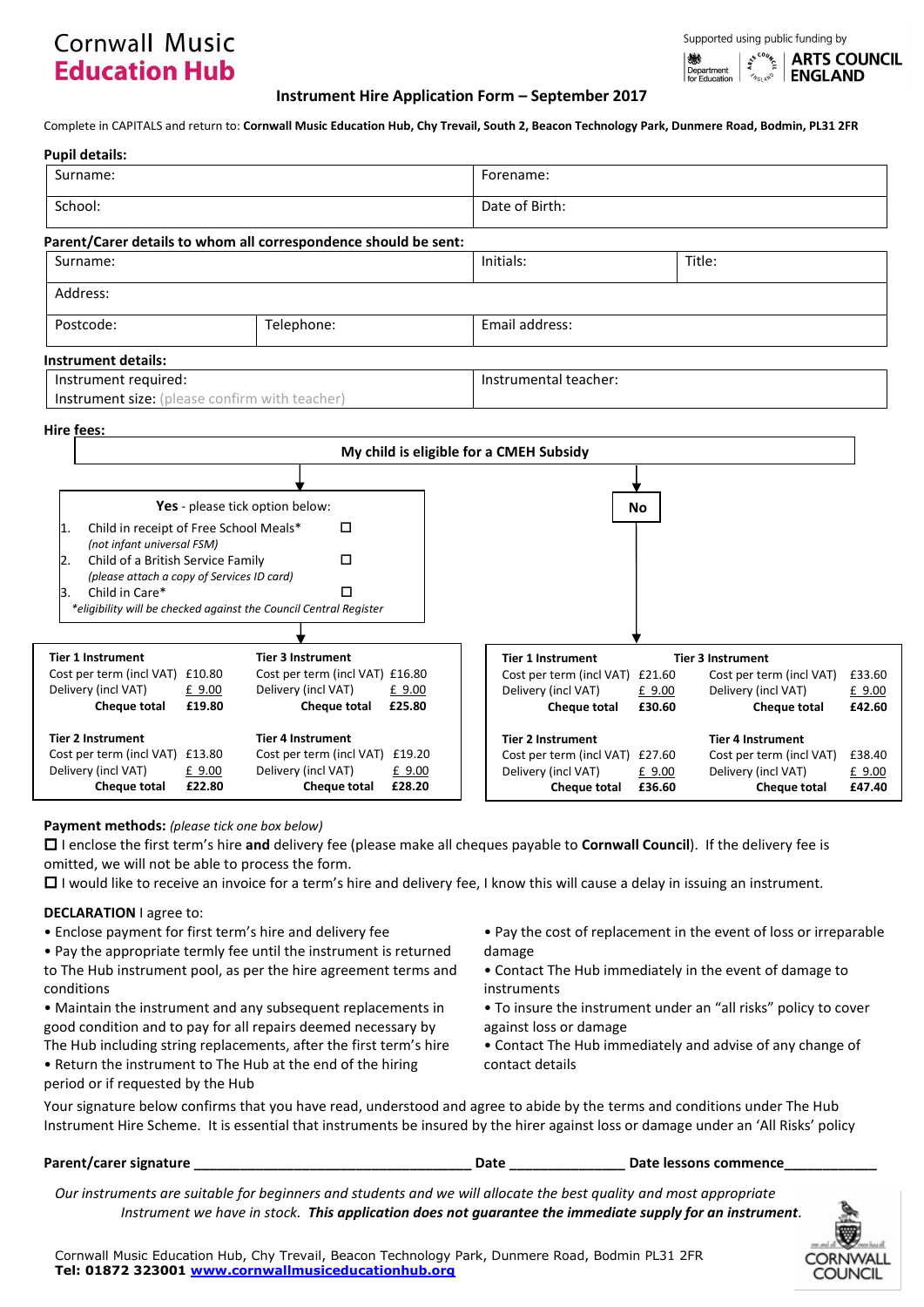# Cornwall Music Education Hub

Supported using public funding by Department for Education, ARTS COUNCIL ENGLAND

## Instrument Hire Application Form – September 2017

Complete in CAPITALS and return to: **Cornwall Music Education Hub, Chy Trevail, South 2, Beacon Technology Park, Dunmere Road, Bodmin, PL31 2FR**

**Pupil details:**

| | |
|---|---|
| Surname: | Forename: |
| School: | Date of Birth: |

**Parent/Carer details to whom all correspondence should be sent:**

| | | | |
|---|---|---|---|
| Surname: | | Initials: | Title: |
| Address: | | | |
| Postcode: | Telephone: | Email address: | |

**Instrument details:**

| | |
|---|---|
| Instrument required:<br>Instrument size: (please confirm with teacher) | Instrumental teacher: |

**Hire fees:**

**My child is eligible for a CMEH Subsidy**

**Yes** - please tick option below:

1. Child in receipt of Free School Meals* ☐
   *(not infant universal FSM)*
2. Child of a British Service Family ☐
   *(please attach a copy of Services ID card)*
3. Child in Care* ☐

*\*eligibility will be checked against the Council Central Register*

| | | | |
|---|---|---|---|
| **Tier 1 Instrument** | | **Tier 3 Instrument** | |
| Cost per term (incl VAT) | £10.80 | Cost per term (incl VAT) | £16.80 |
| Delivery (incl VAT) | £ 9.00 | Delivery (incl VAT) | £ 9.00 |
| **Cheque total** | **£19.80** | **Cheque total** | **£25.80** |
| **Tier 2 Instrument** | | **Tier 4 Instrument** | |
| Cost per term (incl VAT) | £13.80 | Cost per term (incl VAT) | £19.20 |
| Delivery (incl VAT) | £ 9.00 | Delivery (incl VAT) | £ 9.00 |
| **Cheque total** | **£22.80** | **Cheque total** | **£28.20** |

**No**

| | | | |
|---|---|---|---|
| **Tier 1 Instrument** | | **Tier 3 Instrument** | |
| Cost per term (incl VAT) | £21.60 | Cost per term (incl VAT) | £33.60 |
| Delivery (incl VAT) | £ 9.00 | Delivery (incl VAT) | £ 9.00 |
| **Cheque total** | **£30.60** | **Cheque total** | **£42.60** |
| **Tier 2 Instrument** | | **Tier 4 Instrument** | |
| Cost per term (incl VAT) | £27.60 | Cost per term (incl VAT) | £38.40 |
| Delivery (incl VAT) | £ 9.00 | Delivery (incl VAT) | £ 9.00 |
| **Cheque total** | **£36.60** | **Cheque total** | **£47.40** |

**Payment methods:** *(please tick one box below)*

☐ I enclose the first term's hire **and** delivery fee (please make all cheques payable to **Cornwall Council**). If the delivery fee is omitted, we will not be able to process the form.

☐ I would like to receive an invoice for a term's hire and delivery fee, I know this will cause a delay in issuing an instrument.

**DECLARATION** I agree to:

- Enclose payment for first term's hire and delivery fee
- Pay the appropriate termly fee until the instrument is returned to The Hub instrument pool, as per the hire agreement terms and conditions
- Maintain the instrument and any subsequent replacements in good condition and to pay for all repairs deemed necessary by The Hub including string replacements, after the first term's hire
- Return the instrument to The Hub at the end of the hiring period or if requested by the Hub
- Pay the cost of replacement in the event of loss or irreparable damage
- Contact The Hub immediately in the event of damage to instruments
- To insure the instrument under an "all risks" policy to cover against loss or damage
- Contact The Hub immediately and advise of any change of contact details

Your signature below confirms that you have read, understood and agree to abide by the terms and conditions under The Hub Instrument Hire Scheme. It is essential that instruments be insured by the hirer against loss or damage under an 'All Risks' policy

**Parent/carer signature** ____________________________________ **Date** _______________ **Date lessons commence**____________

*Our instruments are suitable for beginners and students and we will allocate the best quality and most appropriate Instrument we have in stock.* ***This application does not guarantee the immediate supply for an instrument.***

Cornwall Music Education Hub, Chy Trevail, Beacon Technology Park, Dunmere Road, Bodmin PL31 2FR
**Tel: 01872 323001 [www.cornwallmusiceducationhub.org](http://www.cornwallmusiceducationhub.org)**

CORNWALL COUNCIL